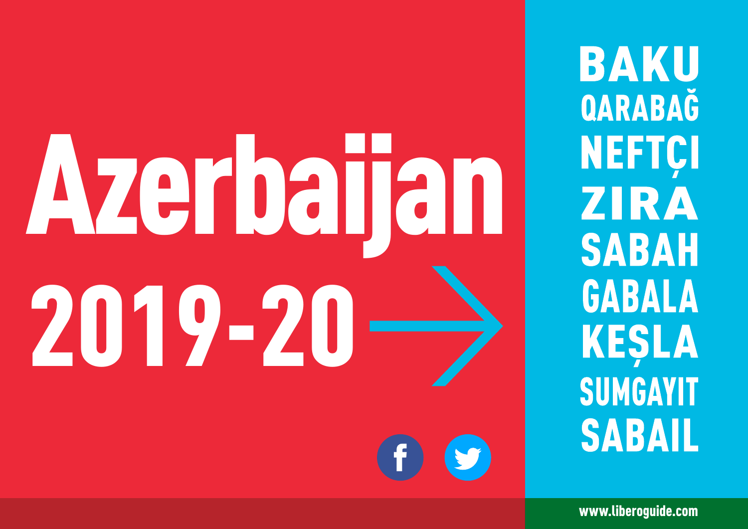# Azerbaijan

## 2019-20

- BAKU
- QARABAĞ
- NEFTÇI
- ZIRA
- SABAH
- GABALA
- KEŞLA
- SUMGAYIT
- SABAIL

www.liberoguide.com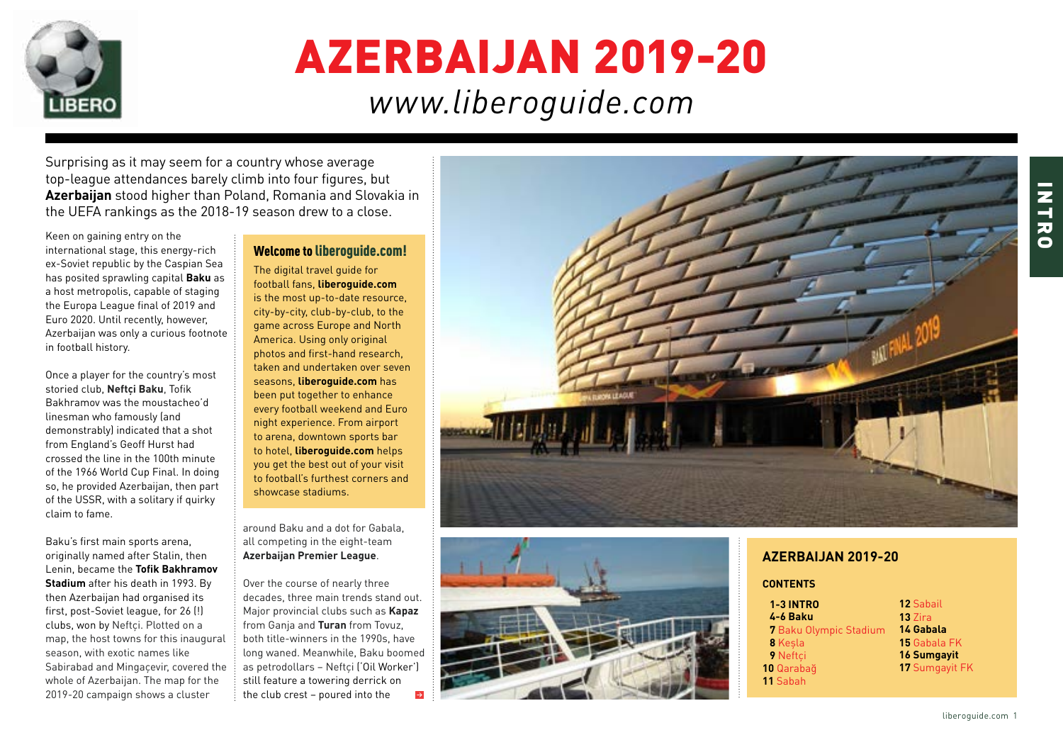# AZERBAIJAN 2019-20

*www.liberoguide.com*

Surprising as it may seem for a country whose average top-league attendances barely climb into four figures, but **Azerbaijan** stood higher than Poland, Romania and Slovakia in the UEFA rankings as the 2018-19 season drew to a close.

Keen on gaining entry on the international stage, this energy-rich ex-Soviet republic by the Caspian Sea has posited sprawling capital **Baku** as a host metropolis, capable of staging the Europa League final of 2019 and Euro 2020. Until recently, however, Azerbaijan was only a curious footnote in football history.

Once a player for the country's most storied club, **Neftçi Baku**, Tofik Bakhramov was the moustacheo'd linesman who famously (and demonstrably) indicated that a shot from England's Geoff Hurst had crossed the line in the 100th minute of the 1966 World Cup Final. In doing so, he provided Azerbaijan, then part of the USSR, with a solitary if quirky claim to fame.

Baku's first main sports arena, originally named after Stalin, then Lenin, became the **Tofik Bakhramov Stadium** after his death in 1993. By then Azerbaijan had organised its first, post-Soviet league, for 26 (!) clubs, won by Neftçi. Plotted on a map, the host towns for this inaugural season, with exotic names like Sabirabad and Mingaçevir, covered the whole of Azerbaijan. The map for the 2019-20 campaign shows a cluster around Baku and a dot for Gabala, all competing in the eight-team **Azerbaijan Premier League**.

Over the course of nearly three decades, three main trends stand out. Major provincial clubs such as **Kapaz** from Ganja and **Turan** from Tovuz, both title-winners in the 1990s, have long waned. Meanwhile, Baku boomed as petrodollars – Neftçi ('Oil Worker') still feature a towering derrick on the club crest – poured into the

### Welcome to liberoguide.com!

The digital travel guide for football fans, **liberoguide.com** is the most up-to-date resource, city-by-city, club-by-club, to the game across Europe and North America. Using only original photos and first-hand research, taken and undertaken over seven seasons, **liberoguide.com** has been put together to enhance every football weekend and Euro night experience. From airport to arena, downtown sports bar to hotel, **liberoguide.com** helps you get the best out of your visit to football's furthest corners and showcase stadiums.

### AZERBAIJAN 2019-20

**CONTENTS**

- **1-3 INTRO**
- **4-6 Baku**
- **7** Baku Olympic Stadium
- **8** Keşla
- **9** Neftçi
- **10** Qarabağ
- **11** Sabah
- **12** Sabail
- **13** Zira
- **14 Gabala**
- **15** Gabala FK
- **16 Sumgayit**
- **17** Sumgayit FK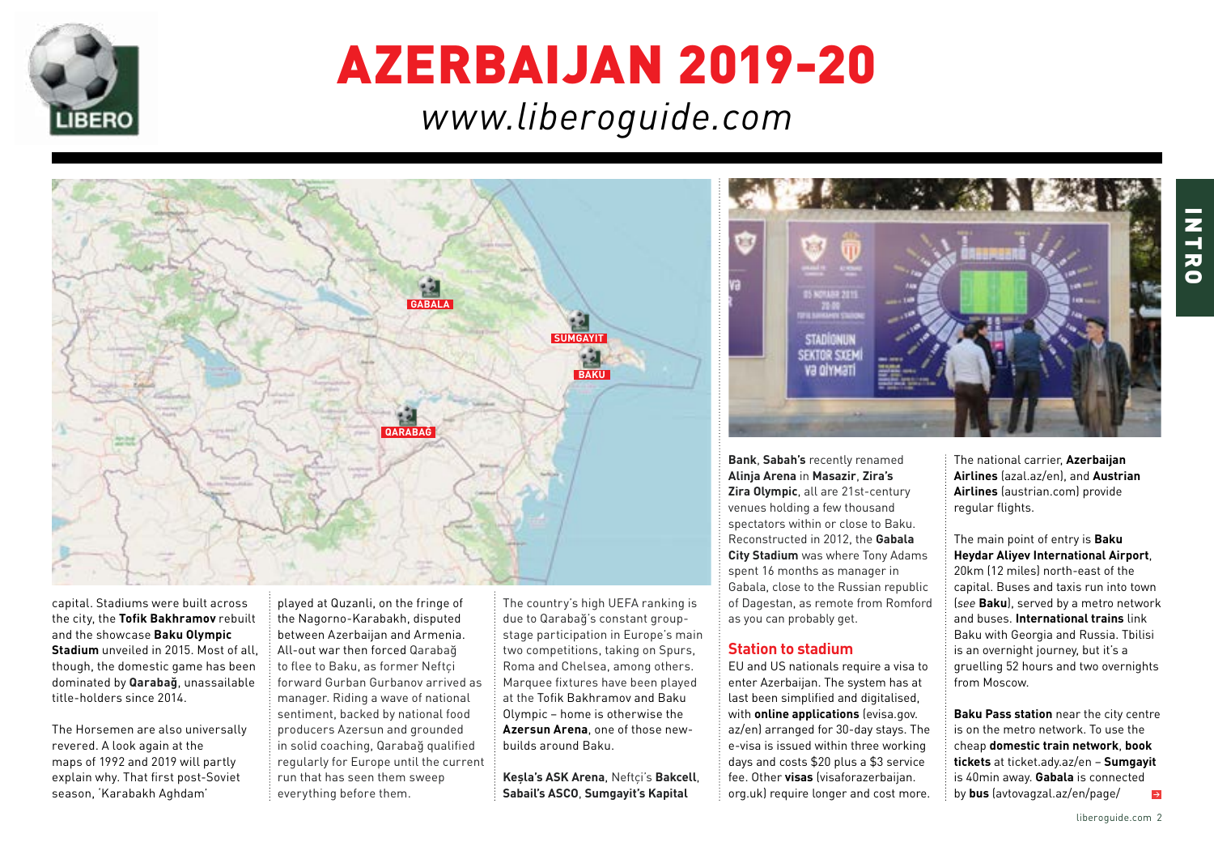# AZERBAIJAN 2019-20

*www.liberoguide.com*

capital. Stadiums were built across the city, the **Tofik Bakhramov** rebuilt and the showcase **Baku Olympic Stadium** unveiled in 2015. Most of all, though, the domestic game has been dominated by **Qarabağ**, unassailable title-holders since 2014.

The Horsemen are also universally revered. A look again at the maps of 1992 and 2019 will partly explain why. That first post-Soviet season, 'Karabakh Aghdam' played at Quzanli, on the fringe of the Nagorno-Karabakh, disputed between Azerbaijan and Armenia. All-out war then forced Qarabağ to flee to Baku, as former Neftçi forward Gurban Gurbanov arrived as manager. Riding a wave of national sentiment, backed by national food producers Azersun and grounded in solid coaching, Qarabağ qualified regularly for Europe until the current run that has seen them sweep everything before them.

The country's high UEFA ranking is due to Qarabağ's constant group-stage participation in Europe's main two competitions, taking on Spurs, Roma and Chelsea, among others. Marquee fixtures have been played at the Tofik Bakhramov and Baku Olympic – home is otherwise the **Azersun Arena**, one of those new-builds around Baku.

**Keşla's ASK Arena**, Neftçi's **Bakcell Bank**, **Sabail's ASCO**, **Sumgayit's Kapital Bank**, **Sabah's** recently renamed **Alinja Arena** in **Masazir**, **Zira's Zira Olympic**, all are 21st-century venues holding a few thousand spectators within or close to Baku. Reconstructed in 2012, the **Gabala City Stadium** was where Tony Adams spent 16 months as manager in Gabala, close to the Russian republic of Dagestan, as remote from Romford as you can probably get.

## Station to stadium

EU and US nationals require a visa to enter Azerbaijan. The system has at last been simplified and digitalised, with **online applications** (evisa.gov.az/en) arranged for 30-day stays. The e-visa is issued within three working days and costs $20 plus a $3 service fee. Other **visas** (visaforazerbaijan.org.uk) require longer and cost more.

The national carrier, **Azerbaijan Airlines** (azal.az/en), and **Austrian Airlines** (austrian.com) provide regular flights.

The main point of entry is **Baku Heydar Aliyev International Airport**, 20km (12 miles) north-east of the capital. Buses and taxis run into town (*see* **Baku**), served by a metro network and buses. **International trains** link Baku with Georgia and Russia. Tbilisi is an overnight journey, but it's a gruelling 52 hours and two overnights from Moscow.

**Baku Pass station** near the city centre is on the metro network. To use the cheap **domestic train network**, **book tickets** at ticket.ady.az/en – **Sumgayit** is 40min away. **Gabala** is connected by **bus** (avtovagzal.az/en/page/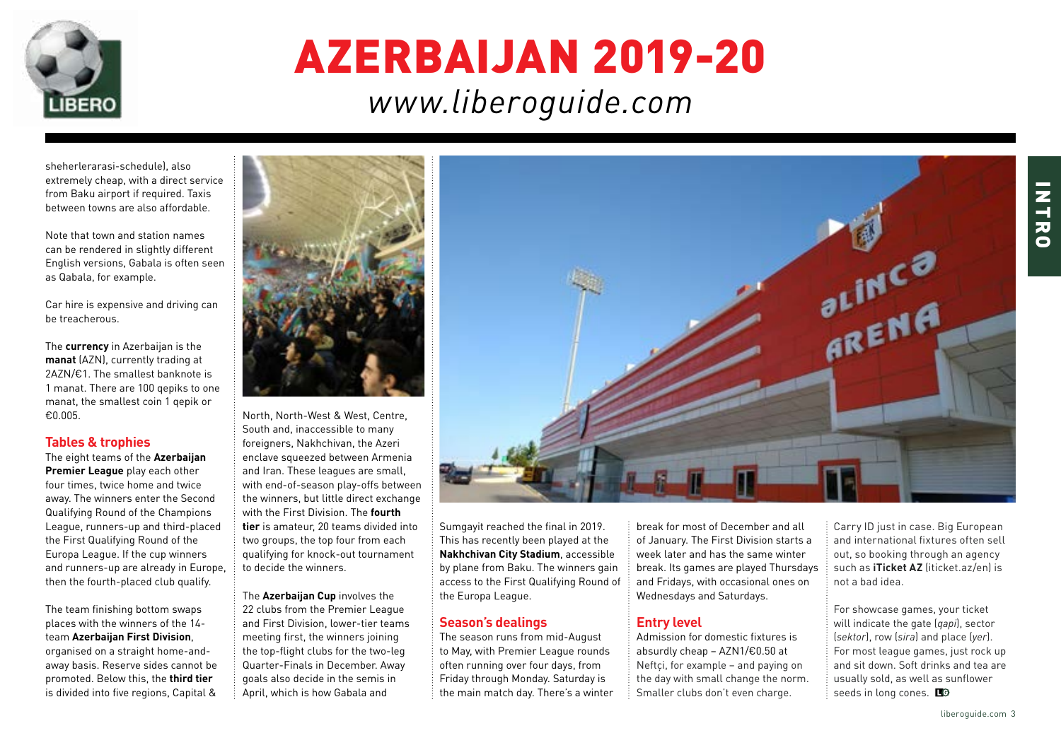sheherlerarasi-schedule), also extremely cheap, with a direct service from Baku airport if required. Taxis between towns are also affordable.

Note that town and station names can be rendered in slightly different English versions, Gabala is often seen as Qabala, for example.

Car hire is expensive and driving can be treacherous.

The **currency** in Azerbaijan is the **manat** (AZN), currently trading at 2AZN/€1. The smallest banknote is 1 manat. There are 100 qepiks to one manat, the smallest coin 1 qepik or €0.005.

## Tables & trophies

The eight teams of the **Azerbaijan Premier League** play each other four times, twice home and twice away. The winners enter the Second Qualifying Round of the Champions League, runners-up and third-placed the First Qualifying Round of the Europa League. If the cup winners and runners-up are already in Europe, then the fourth-placed club qualify.

The team finishing bottom swaps places with the winners of the 14-team **Azerbaijan First Division**, organised on a straight home-and-away basis. Reserve sides cannot be promoted. Below this, the **third tier** is divided into five regions, Capital & North, North-West & West, Centre, South and, inaccessible to many foreigners, Nakhchivan, the Azeri enclave squeezed between Armenia and Iran. These leagues are small, with end-of-season play-offs between the winners, but little direct exchange with the First Division. The **fourth tier** is amateur, 20 teams divided into two groups, the top four from each qualifying for knock-out tournament to decide the winners.

The **Azerbaijan Cup** involves the 22 clubs from the Premier League and First Division, lower-tier teams meeting first, the winners joining the top-flight clubs for the two-leg Quarter-Finals in December. Away goals also decide in the semis in April, which is how Gabala and Sumgayit reached the final in 2019. This has recently been played at the **Nakhchivan City Stadium**, accessible by plane from Baku. The winners gain access to the First Qualifying Round of the Europa League.

## Season's dealings

The season runs from mid-August to May, with Premier League rounds often running over four days, from Friday through Monday. Saturday is the main match day. There's a winter break for most of December and all of January. The First Division starts a week later and has the same winter break. Its games are played Thursdays and Fridays, with occasional ones on Wednesdays and Saturdays.

## Entry level

Admission for domestic fixtures is absurdly cheap – AZN1/€0.50 at Neftçi, for example – and paying on the day with small change the norm. Smaller clubs don't even charge.

Carry ID just in case. Big European and international fixtures often sell out, so booking through an agency such as **iTicket AZ** (iticket.az/en) is not a bad idea.

For showcase games, your ticket will indicate the gate (*qapi*), sector (*sektor*), row (*sira*) and place (*yer*). For most league games, just rock up and sit down. Soft drinks and tea are usually sold, as well as sunflower seeds in long cones.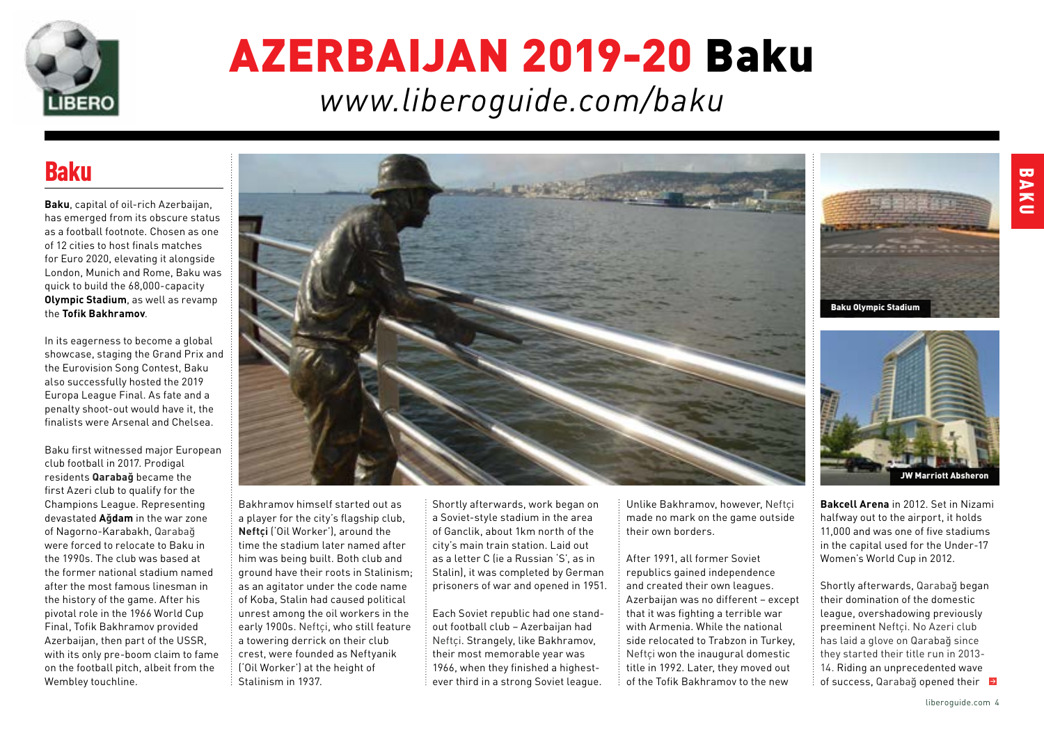# AZERBAIJAN 2019-20 Baku

*www.liberoguide.com/baku*

## Baku

**Baku**, capital of oil-rich Azerbaijan, has emerged from its obscure status as a football footnote. Chosen as one of 12 cities to host finals matches for Euro 2020, elevating it alongside London, Munich and Rome, Baku was quick to build the 68,000-capacity **Olympic Stadium**, as well as revamp the **Tofik Bakhramov**.

In its eagerness to become a global showcase, staging the Grand Prix and the Eurovision Song Contest, Baku also successfully hosted the 2019 Europa League Final. As fate and a penalty shoot-out would have it, the finalists were Arsenal and Chelsea.

Baku first witnessed major European club football in 2017. Prodigal residents **Qarabağ** became the first Azeri club to qualify for the Champions League. Representing devastated **Ağdam** in the war zone of Nagorno-Karabakh, Qarabağ were forced to relocate to Baku in the 1990s. The club was based at the former national stadium named after the most famous linesman in the history of the game. After his pivotal role in the 1966 World Cup Final, Tofik Bakhramov provided Azerbaijan, then part of the USSR, with its only pre-boom claim to fame on the football pitch, albeit from the Wembley touchline.

Bakhramov himself started out as a player for the city's flagship club, **Neftçi** ('Oil Worker'), around the time the stadium later named after him was being built. Both club and ground have their roots in Stalinism; as an agitator under the code name of Koba, Stalin had caused political unrest among the oil workers in the early 1900s. Neftçi, who still feature a towering derrick on their club crest, were founded as Neftyanik ('Oil Worker') at the height of Stalinism in 1937.

Shortly afterwards, work began on a Soviet-style stadium in the area of Ganclik, about 1km north of the city's main train station. Laid out as a letter C (ie a Russian 'S', as in Stalin), it was completed by German prisoners of war and opened in 1951.

Each Soviet republic had one stand-out football club – Azerbaijan had Neftçi. Strangely, like Bakhramov, their most memorable year was 1966, when they finished a highest-ever third in a strong Soviet league.

Unlike Bakhramov, however, Neftçi made no mark on the game outside their own borders.

After 1991, all former Soviet republics gained independence and created their own leagues. Azerbaijan was no different – except that it was fighting a terrible war with Armenia. While the national side relocated to Trabzon in Turkey, Neftçi won the inaugural domestic title in 1992. Later, they moved out of the Tofik Bakhramov to the new **Bakcell Arena** in 2012. Set in Nizami halfway out to the airport, it holds 11,000 and was one of five stadiums in the capital used for the Under-17 Women's World Cup in 2012.

Shortly afterwards, Qarabağ began their domination of the domestic league, overshadowing previously preeminent Neftçi. No Azeri club has laid a glove on Qarabağ since they started their title run in 2013-14. Riding an unprecedented wave of success, Qarabağ opened their

Baku Olympic Stadium

JW Marriott Absheron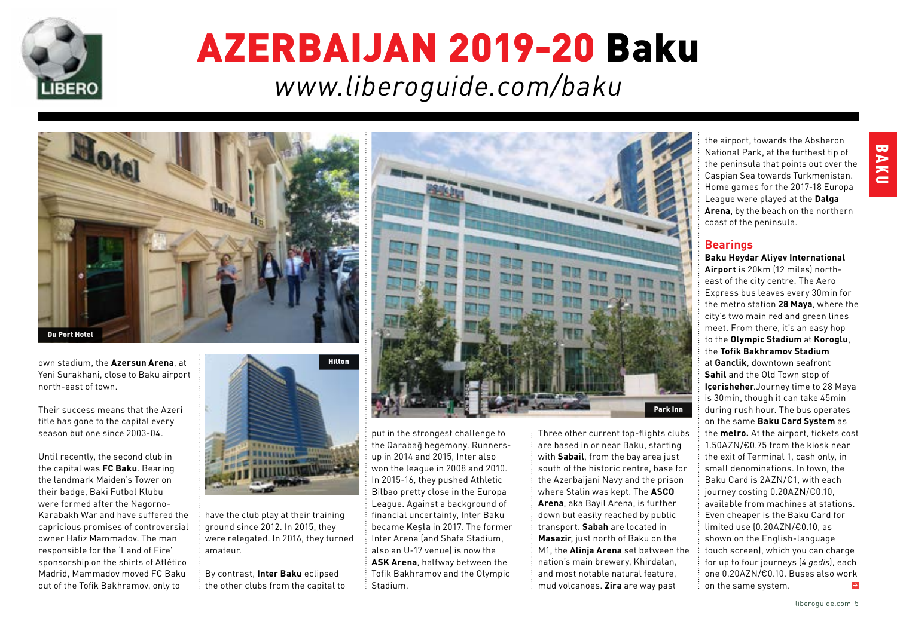# AZERBAIJAN 2019-20 Baku

*www.liberoguide.com/baku*

Du Port Hotel

own stadium, the **Azersun Arena**, at Yeni Surakhani, close to Baku airport north-east of town.

Their success means that the Azeri title has gone to the capital every season but one since 2003-04.

Until recently, the second club in the capital was **FC Baku**. Bearing the landmark Maiden's Tower on their badge, Baki Futbol Klubu were formed after the Nagorno-Karabakh War and have suffered the capricious promises of controversial owner Hafiz Mammadov. The man responsible for the 'Land of Fire' sponsorship on the shirts of Atlético Madrid, Mammadov moved FC Baku out of the Tofik Bakhramov, only to have the club play at their training ground since 2012. In 2015, they were relegated. In 2016, they turned amateur.

Hilton

By contrast, **Inter Baku** eclipsed the other clubs from the capital to put in the strongest challenge to the Qarabağ hegemony. Runners-up in 2014 and 2015, Inter also won the league in 2008 and 2010. In 2015-16, they pushed Athletic Bilbao pretty close in the Europa League. Against a background of financial uncertainty, Inter Baku became **Keşla** in 2017. The former Inter Arena (and Shafa Stadium, also an U-17 venue) is now the **ASK Arena**, halfway between the Tofik Bakhramov and the Olympic Stadium.

Park Inn

Three other current top-flights clubs are based in or near Baku, starting with **Sabail**, from the bay area just south of the historic centre, base for the Azerbaijani Navy and the prison where Stalin was kept. The **ASCO Arena**, aka Bayil Arena, is further down but easily reached by public transport. **Sabah** are located in **Masazir**, just north of Baku on the M1, the **Alinja Arena** set between the nation's main brewery, Khirdalan, and most notable natural feature, mud volcanoes. **Zira** are way past the airport, towards the Absheron National Park, at the furthest tip of the peninsula that points out over the Caspian Sea towards Turkmenistan. Home games for the 2017-18 Europa League were played at the **Dalga Arena**, by the beach on the northern coast of the peninsula.

## Bearings

**Baku Heydar Aliyev International Airport** is 20km (12 miles) north-east of the city centre. The Aero Express bus leaves every 30min for the metro station **28 Maya**, where the city's two main red and green lines meet. From there, it's an easy hop to the **Olympic Stadium** at **Koroglu**, the **Tofik Bakhramov Stadium** at **Ganclik**, downtown seafront **Sahil** and the Old Town stop of **Içerisheher**.Journey time to 28 Maya is 30min, though it can take 45min during rush hour. The bus operates on the same **Baku Card System** as the **metro.** At the airport, tickets cost 1.50AZN/€0.75 from the kiosk near the exit of Terminal 1, cash only, in small denominations. In town, the Baku Card is 2AZN/€1, with each journey costing 0.20AZN/€0.10, available from machines at stations. Even cheaper is the Baku Card for limited use (0.20AZN/€0.10, as shown on the English-language touch screen), which you can charge for up to four journeys (4 *gedis*), each one 0.20AZN/€0.10. Buses also work on the same system.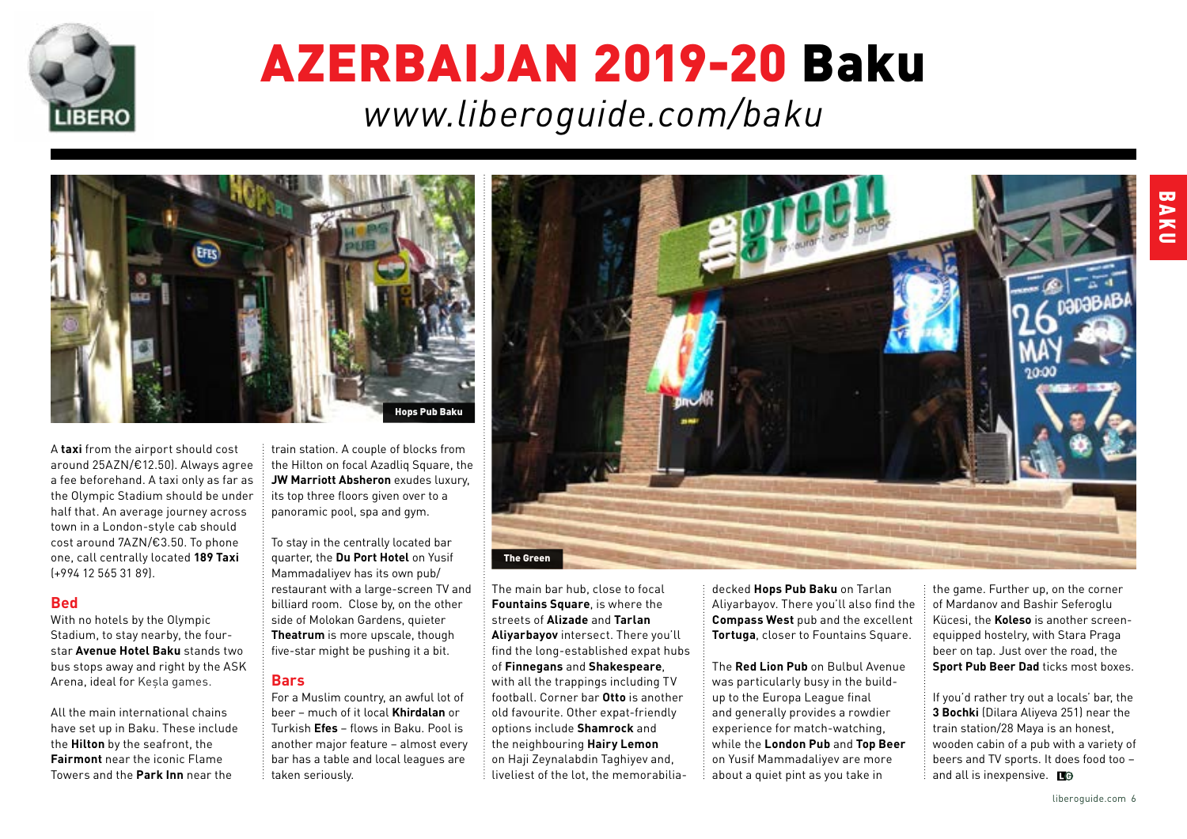# AZERBAIJAN 2019-20 Baku

*www.liberoguide.com/baku*

Hops Pub Baku

The Green

A **taxi** from the airport should cost around 25AZN/€12.50). Always agree a fee beforehand. A taxi only as far as the Olympic Stadium should be under half that. An average journey across town in a London-style cab should cost around 7AZN/€3.50. To phone one, call centrally located **189 Taxi** (+994 12 565 31 89).

## Bed

With no hotels by the Olympic Stadium, to stay nearby, the four-star **Avenue Hotel Baku** stands two bus stops away and right by the ASK Arena, ideal for Keşla games.

All the main international chains have set up in Baku. These include the **Hilton** by the seafront, the **Fairmont** near the iconic Flame Towers and the **Park Inn** near the train station. A couple of blocks from the Hilton on focal Azadliq Square, the **JW Marriott Absheron** exudes luxury, its top three floors given over to a panoramic pool, spa and gym.

To stay in the centrally located bar quarter, the **Du Port Hotel** on Yusif Mammadaliyev has its own pub/restaurant with a large-screen TV and billiard room. Close by, on the other side of Molokan Gardens, quieter **Theatrum** is more upscale, though five-star might be pushing it a bit.

## Bars

For a Muslim country, an awful lot of beer – much of it local **Khirdalan** or Turkish **Efes** – flows in Baku. Pool is another major feature – almost every bar has a table and local leagues are taken seriously.

The main bar hub, close to focal **Fountains Square**, is where the streets of **Alizade** and **Tarlan Aliyarbayov** intersect. There you'll find the long-established expat hubs of **Finnegans** and **Shakespeare**, with all the trappings including TV football. Corner bar **Otto** is another old favourite. Other expat-friendly options include **Shamrock** and the neighbouring **Hairy Lemon** on Haji Zeynalabdin Taghiyev and, liveliest of the lot, the memorabilia-decked **Hops Pub Baku** on Tarlan Aliyarbayov. There you'll also find the **Compass West** pub and the excellent **Tortuga**, closer to Fountains Square.

The **Red Lion Pub** on Bulbul Avenue was particularly busy in the build-up to the Europa League final and generally provides a rowdier experience for match-watching, while the **London Pub** and **Top Beer** on Yusif Mammadaliyev are more about a quiet pint as you take in the game. Further up, on the corner of Mardanov and Bashir Seferoglu Kücesi, the **Koleso** is another screen-equipped hostelry, with Stara Praga beer on tap. Just over the road, the **Sport Pub Beer Dad** ticks most boxes.

If you'd rather try out a locals' bar, the **3 Bochki** (Dilara Aliyeva 251) near the train station/28 Maya is an honest, wooden cabin of a pub with a variety of beers and TV sports. It does food too – and all is inexpensive.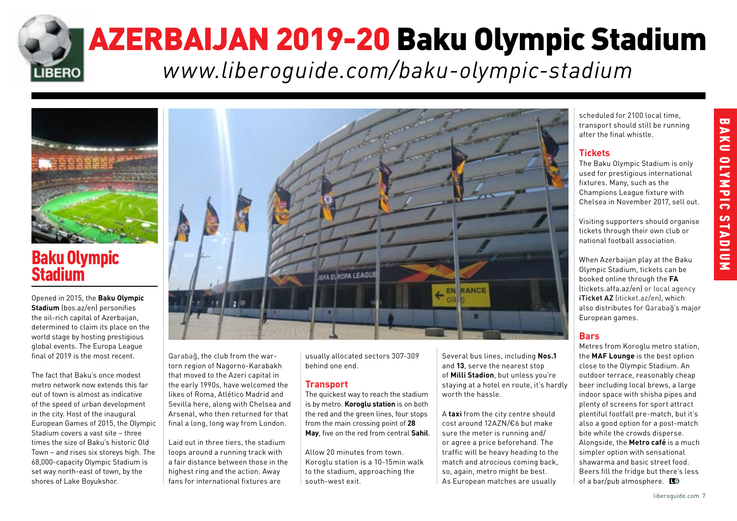# AZERBAIJAN 2019-20 Baku Olympic Stadium

*www.liberoguide.com/baku-olympic-stadium*

## Baku Olympic Stadium

Opened in 2015, the **Baku Olympic Stadium** (bos.az/en) personifies the oil-rich capital of Azerbaijan, determined to claim its place on the world stage by hosting prestigious global events. The Europa League final of 2019 is the most recent.

The fact that Baku's once modest metro network now extends this far out of town is almost as indicative of the speed of urban development in the city. Host of the inaugural European Games of 2015, the Olympic Stadium covers a vast site – three times the size of Baku's historic Old Town – and rises six storeys high. The 68,000-capacity Olympic Stadium is set way north-east of town, by the shores of Lake Boyukshor.

Qarabağ, the club from the war-torn region of Nagorno-Karabakh that moved to the Azeri capital in the early 1990s, have welcomed the likes of Roma, Atlético Madrid and Sevilla here, along with Chelsea and Arsenal, who then returned for that final a long, long way from London.

Laid out in three tiers, the stadium loops around a running track with a fair distance between those in the highest ring and the action. Away fans for international fixtures are usually allocated sectors 307-309 behind one end.

### Transport

The quickest way to reach the stadium is by metro. **Koroglu station** is on both the red and the green lines, four stops from the main crossing point of **28 May**, five on the red from central **Sahil**.

Allow 20 minutes from town. Koroglu station is a 10-15min walk to the stadium, approaching the south-west exit.

Several bus lines, including **Nos.1** and **13**, serve the nearest stop of **Milli Stadion**, but unless you're staying at a hotel en route, it's hardly worth the hassle.

A **taxi** from the city centre should cost around 12AZN/€6 but make sure the meter is running and/ or agree a price beforehand. The traffic will be heavy heading to the match and atrocious coming back, so, again, metro might be best. As European matches are usually scheduled for 2100 local time, transport should still be running after the final whistle.

### Tickets

The Baku Olympic Stadium is only used for prestigious international fixtures. Many, such as the Champions League fixture with Chelsea in November 2017, sell out.

Visiting supporters should organise tickets through their own club or national football association.

When Azerbaijan play at the Baku Olympic Stadium, tickets can be booked online through the **FA** (tickets.affa.az/en) or local agency **iTicket AZ** (iticket.az/en), which also distributes for Qarabağ's major European games.

### Bars

Metres from Koroglu metro station, the **MAF Lounge** is the best option close to the Olympic Stadium. An outdoor terrace, reasonably cheap beer including local brews, a large indoor space with shisha pipes and plenty of screens for sport attract plentiful footfall pre-match, but it's also a good option for a post-match bite while the crowds disperse. Alongside, the **Metro café** is a much simpler option with sensational shawarma and basic street food. Beers fill the fridge but there's less of a bar/pub atmosphere.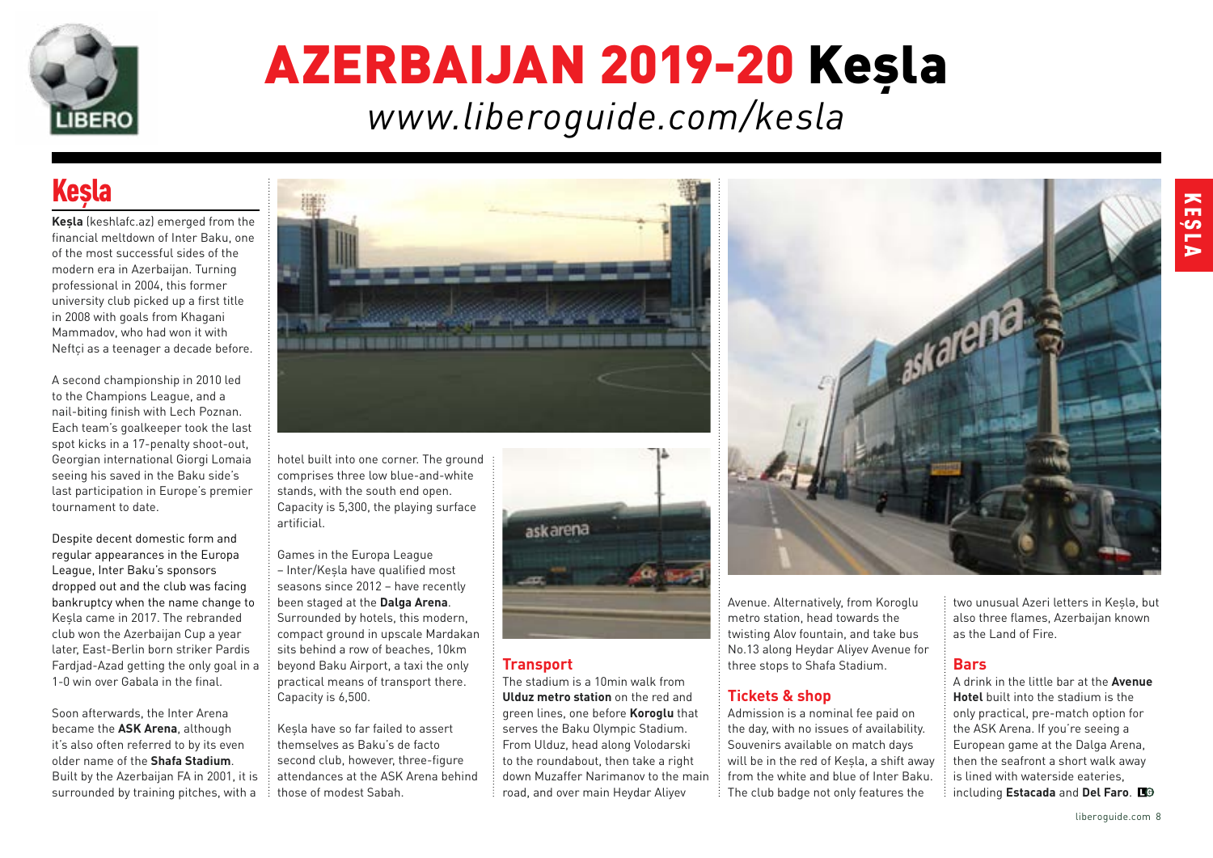# AZERBAIJAN 2019-20 Keşla

*www.liberoguide.com/kesla*

## Keşla

**Keşla** (keshlafc.az) emerged from the financial meltdown of Inter Baku, one of the most successful sides of the modern era in Azerbaijan. Turning professional in 2004, this former university club picked up a first title in 2008 with goals from Khagani Mammadov, who had won it with Neftçi as a teenager a decade before.

A second championship in 2010 led to the Champions League, and a nail-biting finish with Lech Poznan. Each team's goalkeeper took the last spot kicks in a 17-penalty shoot-out, Georgian international Giorgi Lomaia seeing his saved in the Baku side's last participation in Europe's premier tournament to date.

Despite decent domestic form and regular appearances in the Europa League, Inter Baku's sponsors dropped out and the club was facing bankruptcy when the name change to Keşla came in 2017. The rebranded club won the Azerbaijan Cup a year later, East-Berlin born striker Pardis Fardjad-Azad getting the only goal in a 1-0 win over Gabala in the final.

Soon afterwards, the Inter Arena became the **ASK Arena**, although it's also often referred to by its even older name of the **Shafa Stadium**. Built by the Azerbaijan FA in 2001, it is surrounded by training pitches, with a hotel built into one corner. The ground comprises three low blue-and-white stands, with the south end open. Capacity is 5,300, the playing surface artificial.

Games in the Europa League – Inter/Keşla have qualified most seasons since 2012 – have recently been staged at the **Dalga Arena**. Surrounded by hotels, this modern, compact ground in upscale Mardakan sits behind a row of beaches, 10km beyond Baku Airport, a taxi the only practical means of transport there. Capacity is 6,500.

Keşla have so far failed to assert themselves as Baku's de facto second club, however, three-figure attendances at the ASK Arena behind those of modest Sabah.

### Transport

The stadium is a 10min walk from **Ulduz metro station** on the red and green lines, one before **Koroglu** that serves the Baku Olympic Stadium. From Ulduz, head along Volodarski to the roundabout, then take a right down Muzaffer Narimanov to the main road, and over main Heydar Aliyev Avenue. Alternatively, from Koroglu metro station, head towards the twisting Alov fountain, and take bus No.13 along Heydar Aliyev Avenue for three stops to Shafa Stadium.

### Tickets & shop

Admission is a nominal fee paid on the day, with no issues of availability. Souvenirs available on match days will be in the red of Keşla, a shift away from the white and blue of Inter Baku. The club badge not only features the two unusual Azeri letters in Keşla, but also three flames, Azerbaijan known as the Land of Fire.

### Bars

A drink in the little bar at the **Avenue Hotel** built into the stadium is the only practical, pre-match option for the ASK Arena. If you're seeing a European game at the Dalga Arena, then the seafront a short walk away is lined with waterside eateries, including **Estacada** and **Del Faro**.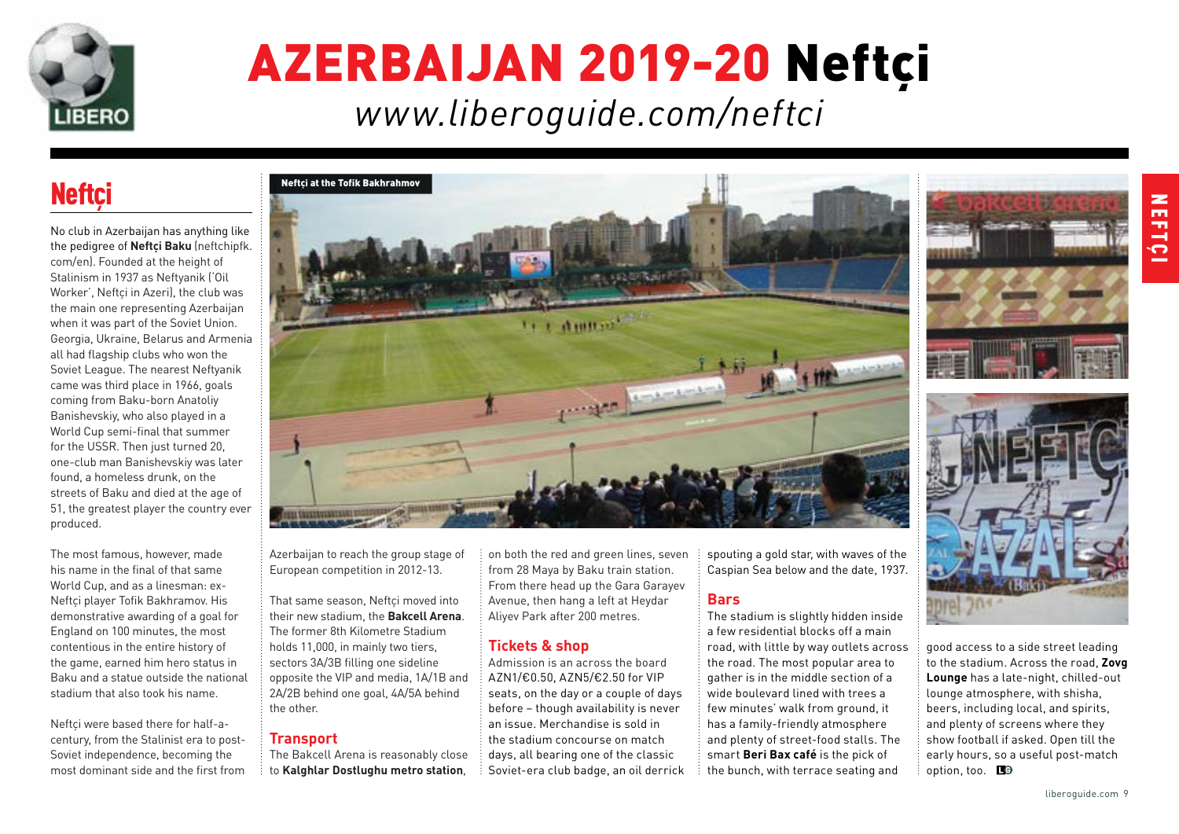# AZERBAIJAN 2019-20 Neftçi

*www.liberoguide.com/neftci*

## Neftçi

No club in Azerbaijan has anything like the pedigree of **Neftçi Baku** (neftchipfk.com/en). Founded at the height of Stalinism in 1937 as Neftyanik ('Oil Worker', Neftçi in Azeri), the club was the main one representing Azerbaijan when it was part of the Soviet Union. Georgia, Ukraine, Belarus and Armenia all had flagship clubs who won the Soviet League. The nearest Neftyanik came was third place in 1966, goals coming from Baku-born Anatoliy Banishevskiy, who also played in a World Cup semi-final that summer for the USSR. Then just turned 20, one-club man Banishevskiy was later found, a homeless drunk, on the streets of Baku and died at the age of 51, the greatest player the country ever produced.

The most famous, however, made his name in the final of that same World Cup, and as a linesman: ex-Neftçi player Tofik Bakhramov. His demonstrative awarding of a goal for England on 100 minutes, the most contentious in the entire history of the game, earned him hero status in Baku and a statue outside the national stadium that also took his name.

Neftçi were based there for half-a-century, from the Stalinist era to post-Soviet independence, becoming the most dominant side and the first from Azerbaijan to reach the group stage of European competition in 2012-13.

Neftçi at the Tofik Bakhrahmov

That same season, Neftçi moved into their new stadium, the **Bakcell Arena**. The former 8th Kilometre Stadium holds 11,000, in mainly two tiers, sectors 3A/3B filling one sideline opposite the VIP and media, 1A/1B and 2A/2B behind one goal, 4A/5A behind the other.

### Transport

The Bakcell Arena is reasonably close to **Kalghlar Dostlughu metro station**, on both the red and green lines, seven from 28 Maya by Baku train station. From there head up the Gara Garayev Avenue, then hang a left at Heydar Aliyev Park after 200 metres.

### Tickets & shop

Admission is an across the board AZN1/€0.50, AZN5/€2.50 for VIP seats, on the day or a couple of days before – though availability is never an issue. Merchandise is sold in the stadium concourse on match days, all bearing one of the classic Soviet-era club badge, an oil derrick spouting a gold star, with waves of the Caspian Sea below and the date, 1937.

### Bars

The stadium is slightly hidden inside a few residential blocks off a main road, with little by way outlets across the road. The most popular area to gather is in the middle section of a wide boulevard lined with trees a few minutes' walk from ground, it has a family-friendly atmosphere and plenty of street-food stalls. The smart **Beri Bax café** is the pick of the bunch, with terrace seating and good access to a side street leading to the stadium. Across the road, **Zovg Lounge** has a late-night, chilled-out lounge atmosphere, with shisha, beers, including local, and spirits, and plenty of screens where they show football if asked. Open till the early hours, so a useful post-match option, too.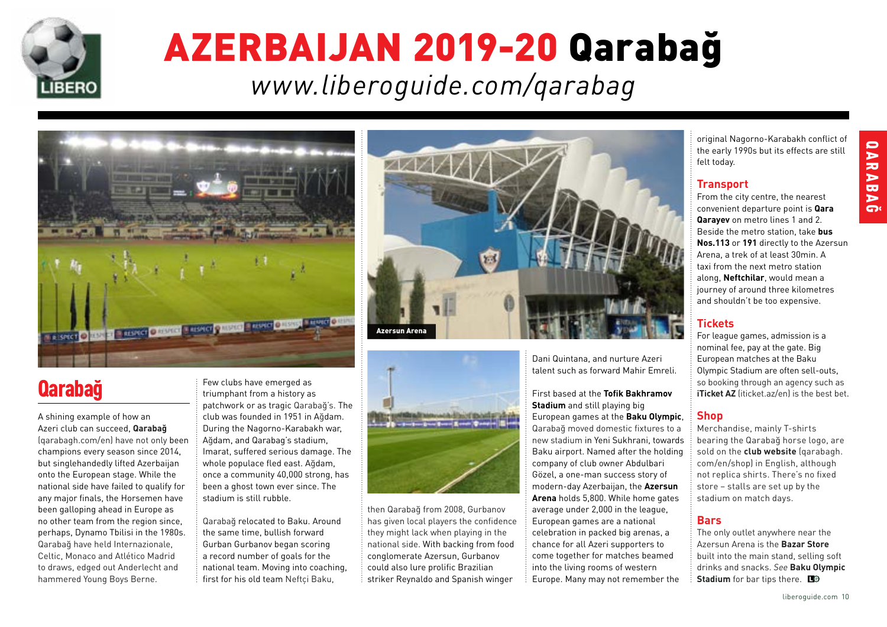# AZERBAIJAN 2019-20 Qarabağ

*www.liberoguide.com/qarabag*

Azersun Arena

## Qarabağ

A shining example of how an Azeri club can succeed, **Qarabağ** (qarabagh.com/en) have not only been champions every season since 2014, but singlehandedly lifted Azerbaijan onto the European stage. While the national side have failed to qualify for any major finals, the Horsemen have been galloping ahead in Europe as no other team from the region since, perhaps, Dynamo Tbilisi in the 1980s. Qarabağ have held Internazionale, Celtic, Monaco and Atlético Madrid to draws, edged out Anderlecht and hammered Young Boys Berne.

Few clubs have emerged as triumphant from a history as patchwork or as tragic Qarabağ's. The club was founded in 1951 in Ağdam. During the Nagorno-Karabakh war, Ağdam, and Qarabag's stadium, Imarat, suffered serious damage. The whole populace fled east. Ağdam, once a community 40,000 strong, has been a ghost town ever since. The stadium is still rubble.

Qarabağ relocated to Baku. Around the same time, bullish forward Gurban Gurbanov began scoring a record number of goals for the national team. Moving into coaching, first for his old team Neftçi Baku, then Qarabağ from 2008, Gurbanov has given local players the confidence they might lack when playing in the national side. With backing from food conglomerate Azersun, Gurbanov could also lure prolific Brazilian striker Reynaldo and Spanish winger Dani Quintana, and nurture Azeri talent such as forward Mahir Emreli.

First based at the **Tofik Bakhramov Stadium** and still playing big European games at the **Baku Olympic**, Qarabağ moved domestic fixtures to a new stadium in Yeni Sukhrani, towards Baku airport. Named after the holding company of club owner Abdulbari Gözel, a one-man success story of modern-day Azerbaijan, the **Azersun Arena** holds 5,800. While home gates average under 2,000 in the league, European games are a national celebration in packed big arenas, a chance for all Azeri supporters to come together for matches beamed into the living rooms of western Europe. Many may not remember the original Nagorno-Karabakh conflict of the early 1990s but its effects are still felt today.

### Transport

From the city centre, the nearest convenient departure point is **Qara Qarayev** on metro lines 1 and 2. Beside the metro station, take **bus Nos.113** or **191** directly to the Azersun Arena, a trek of at least 30min. A taxi from the next metro station along, **Neftchilar**, would mean a journey of around three kilometres and shouldn't be too expensive.

### Tickets

For league games, admission is a nominal fee, pay at the gate. Big European matches at the Baku Olympic Stadium are often sell-outs, so booking through an agency such as **iTicket AZ** (iticket.az/en) is the best bet.

### Shop

Merchandise, mainly T-shirts bearing the Qarabağ horse logo, are sold on the **club website** (qarabagh.com/en/shop) in English, although not replica shirts. There's no fixed store – stalls are set up by the stadium on match days.

### Bars

The only outlet anywhere near the Azersun Arena is the **Bazar Store** built into the main stand, selling soft drinks and snacks. *See* **Baku Olympic Stadium** for bar tips there.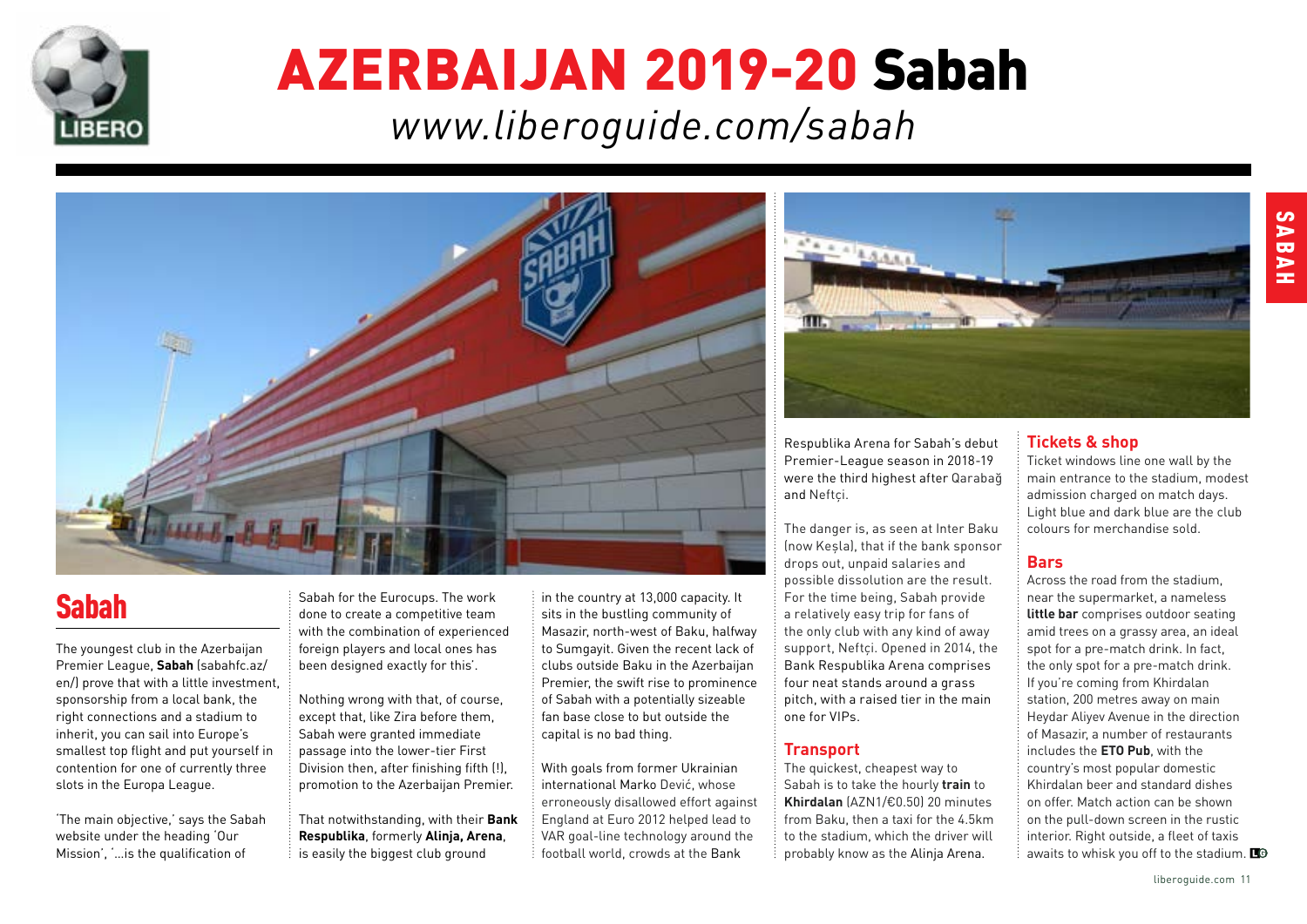# AZERBAIJAN 2019-20 Sabah

*www.liberoguide.com/sabah*

## Sabah

The youngest club in the Azerbaijan Premier League, **Sabah** (sabahfc.az/en/) prove that with a little investment, sponsorship from a local bank, the right connections and a stadium to inherit, you can sail into Europe's smallest top flight and put yourself in contention for one of currently three slots in the Europa League.

'The main objective,' says the Sabah website under the heading 'Our Mission', '...is the qualification of Sabah for the Eurocups. The work done to create a competitive team with the combination of experienced foreign players and local ones has been designed exactly for this'.

Nothing wrong with that, of course, except that, like Zira before them, Sabah were granted immediate passage into the lower-tier First Division then, after finishing fifth (!), promotion to the Azerbaijan Premier.

That notwithstanding, with their **Bank Respublika**, formerly **Alinja, Arena**, is easily the biggest club ground in the country at 13,000 capacity. It sits in the bustling community of Masazir, north-west of Baku, halfway to Sumgayit. Given the recent lack of clubs outside Baku in the Azerbaijan Premier, the swift rise to prominence of Sabah with a potentially sizeable fan base close to but outside the capital is no bad thing.

With goals from former Ukrainian international Marko Dević, whose erroneously disallowed effort against England at Euro 2012 helped lead to VAR goal-line technology around the football world, crowds at the Bank Respublika Arena for Sabah's debut Premier-League season in 2018-19 were the third highest after Qarabağ and Neftçi.

The danger is, as seen at Inter Baku (now Keşla), that if the bank sponsor drops out, unpaid salaries and possible dissolution are the result. For the time being, Sabah provide a relatively easy trip for fans of the only club with any kind of away support, Neftçi. Opened in 2014, the Bank Respublika Arena comprises four neat stands around a grass pitch, with a raised tier in the main one for VIPs.

### Transport

The quickest, cheapest way to Sabah is to take the hourly **train** to **Khirdalan** (AZN1/€0.50) 20 minutes from Baku, then a taxi for the 4.5km to the stadium, which the driver will probably know as the Alinja Arena.

### Tickets & shop

Ticket windows line one wall by the main entrance to the stadium, modest admission charged on match days. Light blue and dark blue are the club colours for merchandise sold.

### Bars

Across the road from the stadium, near the supermarket, a nameless **little bar** comprises outdoor seating amid trees on a grassy area, an ideal spot for a pre-match drink. In fact, the only spot for a pre-match drink. If you're coming from Khirdalan station, 200 metres away on main Heydar Aliyev Avenue in the direction of Masazir, a number of restaurants includes the **ETO Pub**, with the country's most popular domestic Khirdalan beer and standard dishes on offer. Match action can be shown on the pull-down screen in the rustic interior. Right outside, a fleet of taxis awaits to whisk you off to the stadium.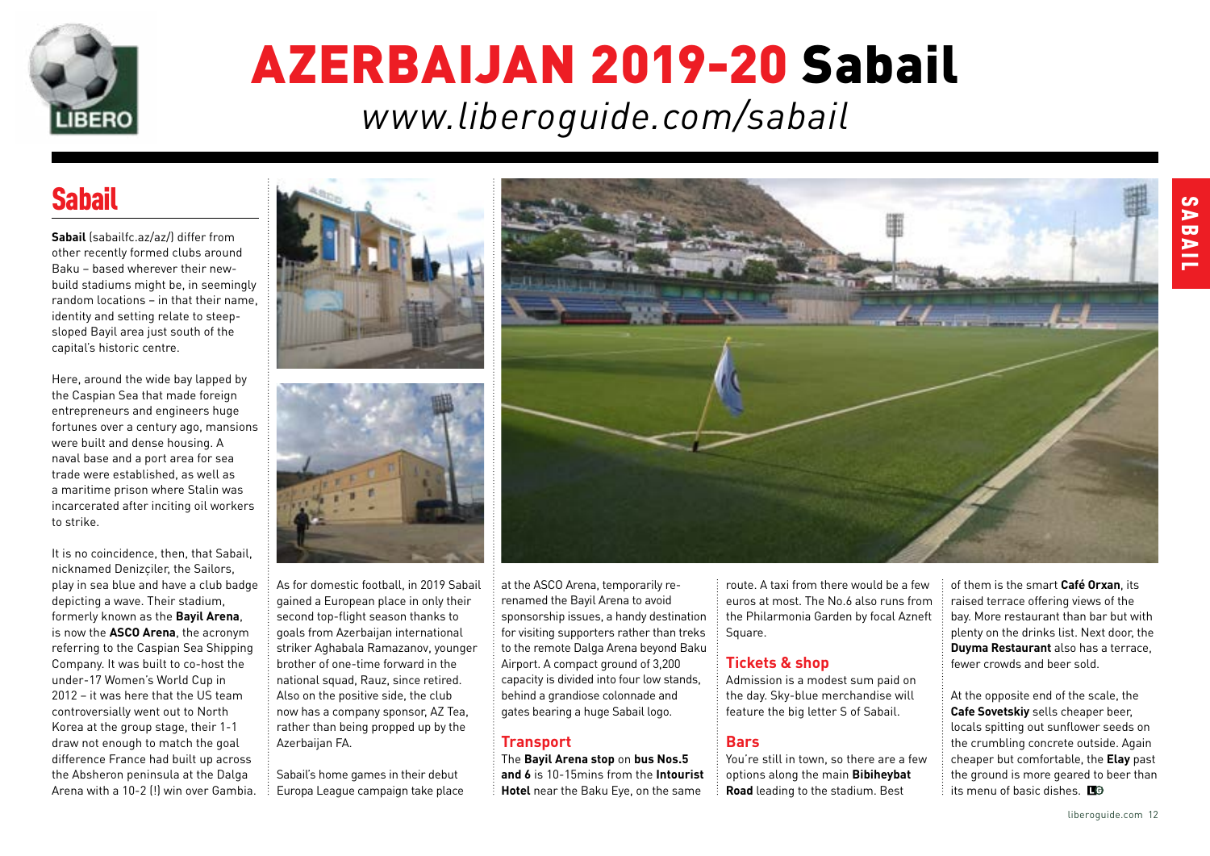# AZERBAIJAN 2019-20 Sabail

*www.liberoguide.com/sabail*

## Sabail

**Sabail** (sabailfc.az/az/) differ from other recently formed clubs around Baku – based wherever their new-build stadiums might be, in seemingly random locations – in that their name, identity and setting relate to steep-sloped Bayil area just south of the capital's historic centre.

Here, around the wide bay lapped by the Caspian Sea that made foreign entrepreneurs and engineers huge fortunes over a century ago, mansions were built and dense housing. A naval base and a port area for sea trade were established, as well as a maritime prison where Stalin was incarcerated after inciting oil workers to strike.

It is no coincidence, then, that Sabail, nicknamed Denizçiler, the Sailors, play in sea blue and have a club badge depicting a wave. Their stadium, formerly known as the **Bayil Arena**, is now the **ASCO Arena**, the acronym referring to the Caspian Sea Shipping Company. It was built to co-host the under-17 Women's World Cup in 2012 – it was here that the US team controversially went out to North Korea at the group stage, their 1-1 draw not enough to match the goal difference France had built up across the Absheron peninsula at the Dalga Arena with a 10-2 (!) win over Gambia.

As for domestic football, in 2019 Sabail gained a European place in only their second top-flight season thanks to goals from Azerbaijan international striker Aghabala Ramazanov, younger brother of one-time forward in the national squad, Rauz, since retired. Also on the positive side, the club now has a company sponsor, AZ Tea, rather than being propped up by the Azerbaijan FA.

Sabail's home games in their debut Europa League campaign take place at the ASCO Arena, temporarily re-renamed the Bayil Arena to avoid sponsorship issues, a handy destination for visiting supporters rather than treks to the remote Dalga Arena beyond Baku Airport. A compact ground of 3,200 capacity is divided into four low stands, behind a grandiose colonnade and gates bearing a huge Sabail logo.

### Transport

The **Bayil Arena stop** on **bus Nos.5 and 6** is 10-15mins from the **Intourist Hotel** near the Baku Eye, on the same route. A taxi from there would be a few euros at most. The No.6 also runs from the Philarmonia Garden by focal Azneft Square.

### Tickets & shop

Admission is a modest sum paid on the day. Sky-blue merchandise will feature the big letter S of Sabail.

### Bars

You're still in town, so there are a few options along the main **Bibiheybat Road** leading to the stadium. Best of them is the smart **Café Orxan**, its raised terrace offering views of the bay. More restaurant than bar but with plenty on the drinks list. Next door, the **Duyma Restaurant** also has a terrace, fewer crowds and beer sold.

At the opposite end of the scale, the **Cafe Sovetskiy** sells cheaper beer, locals spitting out sunflower seeds on the crumbling concrete outside. Again cheaper but comfortable, the **Elay** past the ground is more geared to beer than its menu of basic dishes.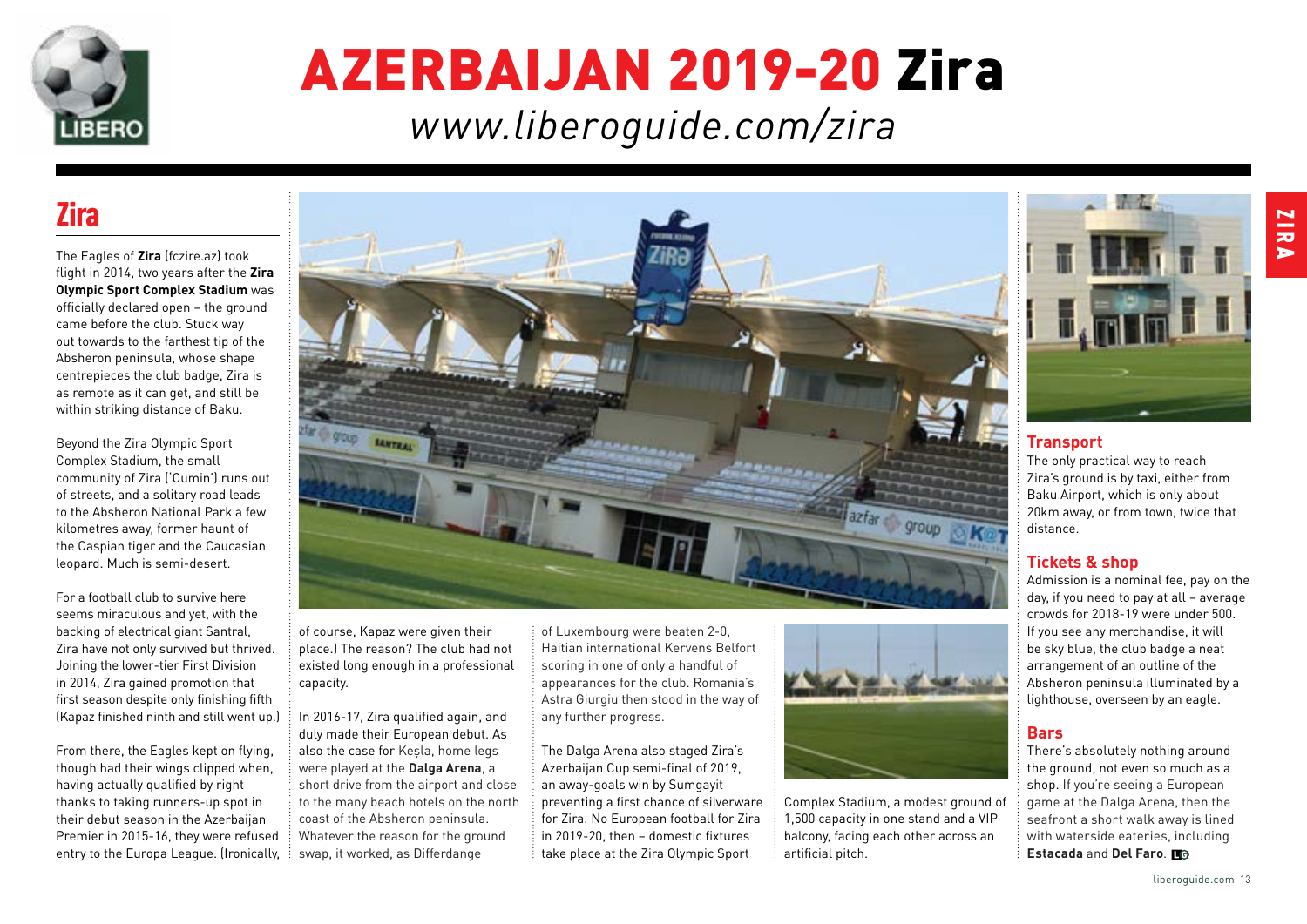# AZERBAIJAN 2019-20 Zira

*www.liberoguide.com/zira*

## Zira

The Eagles of **Zira** (fczire.az) took flight in 2014, two years after the **Zira Olympic Sport Complex Stadium** was officially declared open – the ground came before the club. Stuck way out towards to the farthest tip of the Absheron peninsula, whose shape centrepieces the club badge, Zira is as remote as it can get, and still be within striking distance of Baku.

Beyond the Zira Olympic Sport Complex Stadium, the small community of Zira ('Cumin') runs out of streets, and a solitary road leads to the Absheron National Park a few kilometres away, former haunt of the Caspian tiger and the Caucasian leopard. Much is semi-desert.

For a football club to survive here seems miraculous and yet, with the backing of electrical giant Santral, Zira have not only survived but thrived. Joining the lower-tier First Division in 2014, Zira gained promotion that first season despite only finishing fifth (Kapaz finished ninth and still went up.)

From there, the Eagles kept on flying, though had their wings clipped when, having actually qualified by right thanks to taking runners-up spot in their debut season in the Azerbaijan Premier in 2015-16, they were refused entry to the Europa League. (Ironically, of course, Kapaz were given their place.) The reason? The club had not existed long enough in a professional capacity.

In 2016-17, Zira qualified again, and duly made their European debut. As also the case for Keşla, home legs were played at the **Dalga Arena**, a short drive from the airport and close to the many beach hotels on the north coast of the Absheron peninsula. Whatever the reason for the ground swap, it worked, as Differdange of Luxembourg were beaten 2-0, Haitian international Kervens Belfort scoring in one of only a handful of appearances for the club. Romania's Astra Giurgiu then stood in the way of any further progress.

The Dalga Arena also staged Zira's Azerbaijan Cup semi-final of 2019, an away-goals win by Sumgayit preventing a first chance of silverware for Zira. No European football for Zira in 2019-20, then – domestic fixtures take place at the Zira Olympic Sport Complex Stadium, a modest ground of 1,500 capacity in one stand and a VIP balcony, facing each other across an artificial pitch.

### Transport

The only practical way to reach Zira's ground is by taxi, either from Baku Airport, which is only about 20km away, or from town, twice that distance.

### Tickets & shop

Admission is a nominal fee, pay on the day, if you need to pay at all – average crowds for 2018-19 were under 500. If you see any merchandise, it will be sky blue, the club badge a neat arrangement of an outline of the Absheron peninsula illuminated by a lighthouse, overseen by an eagle.

### Bars

There's absolutely nothing around the ground, not even so much as a shop. If you're seeing a European game at the Dalga Arena, then the seafront a short walk away is lined with waterside eateries, including **Estacada** and **Del Faro**.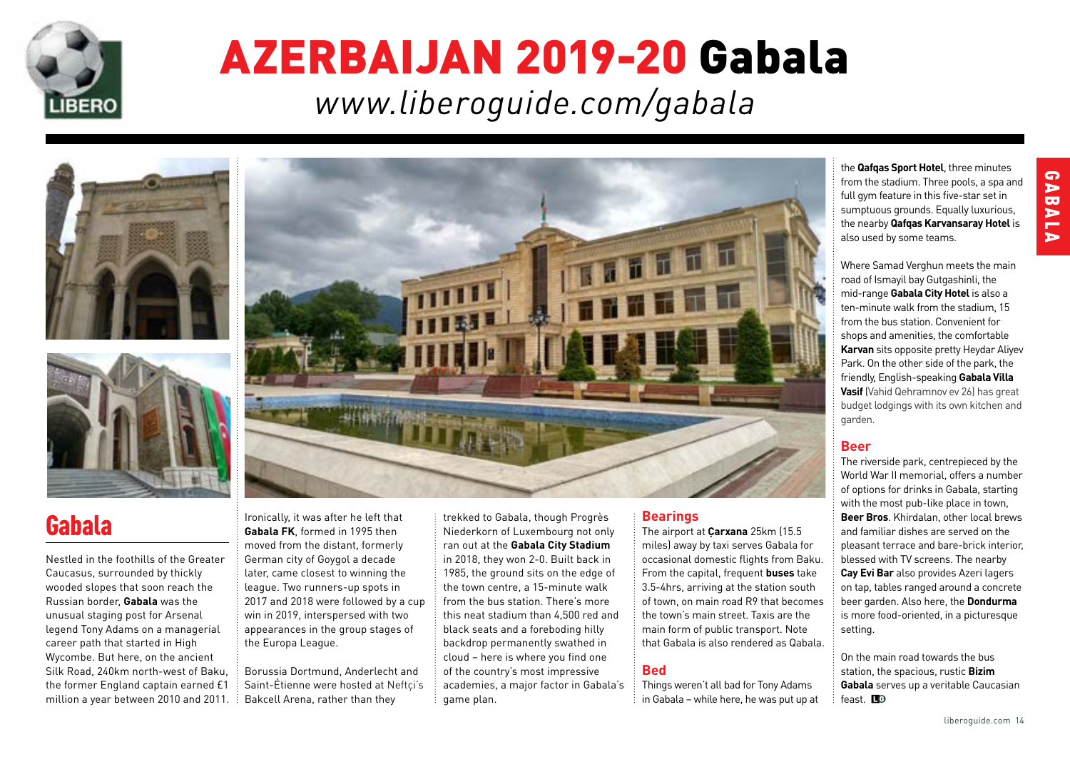# AZERBAIJAN 2019-20 Gabala

*www.liberoguide.com/gabala*

## Gabala

Nestled in the foothills of the Greater Caucasus, surrounded by thickly wooded slopes that soon reach the Russian border, **Gabala** was the unusual staging post for Arsenal legend Tony Adams on a managerial career path that started in High Wycombe. But here, on the ancient Silk Road, 240km north-west of Baku, the former England captain earned £1 million a year between 2010 and 2011.

Ironically, it was after he left that **Gabala FK**, formed in 1995 then moved from the distant, formerly German city of Goygol a decade later, came closest to winning the league. Two runners-up spots in 2017 and 2018 were followed by a cup win in 2019, interspersed with two appearances in the group stages of the Europa League.

Borussia Dortmund, Anderlecht and Saint-Étienne were hosted at Neftçi's Bakcell Arena, rather than they trekked to Gabala, though Progrès Niederkorn of Luxembourg not only ran out at the **Gabala City Stadium** in 2018, they won 2-0. Built back in 1985, the ground sits on the edge of the town centre, a 15-minute walk from the bus station. There's more this neat stadium than 4,500 red and black seats and a foreboding hilly backdrop permanently swathed in cloud – here is where you find one of the country's most impressive academies, a major factor in Gabala's game plan.

### Bearings

The airport at **Çarxana** 25km (15.5 miles) away by taxi serves Gabala for occasional domestic flights from Baku. From the capital, frequent **buses** take 3.5-4hrs, arriving at the station south of town, on main road R9 that becomes the town's main street. Taxis are the main form of public transport. Note that Gabala is also rendered as Qabala.

### Bed

Things weren't all bad for Tony Adams in Gabala – while here, he was put up at the **Qafqas Sport Hotel**, three minutes from the stadium. Three pools, a spa and full gym feature in this five-star set in sumptuous grounds. Equally luxurious, the nearby **Qafqas Karvansaray Hotel** is also used by some teams.

Where Samad Verghun meets the main road of Ismayil bay Gutgashinli, the mid-range **Gabala City Hotel** is also a ten-minute walk from the stadium, 15 from the bus station. Convenient for shops and amenities, the comfortable **Karvan** sits opposite pretty Heydar Aliyev Park. On the other side of the park, the friendly, English-speaking **Gabala Villa Vasif** (Vahid Qehramnov ev 26) has great budget lodgings with its own kitchen and garden.

### Beer

The riverside park, centrepieced by the World War II memorial, offers a number of options for drinks in Gabala, starting with the most pub-like place in town, **Beer Bros**. Khirdalan, other local brews and familiar dishes are served on the pleasant terrace and bare-brick interior, blessed with TV screens. The nearby **Cay Evi Bar** also provides Azeri lagers on tap, tables ranged around a concrete beer garden. Also here, the **Dondurma** is more food-oriented, in a picturesque setting.

On the main road towards the bus station, the spacious, rustic **Bizim Gabala** serves up a veritable Caucasian feast.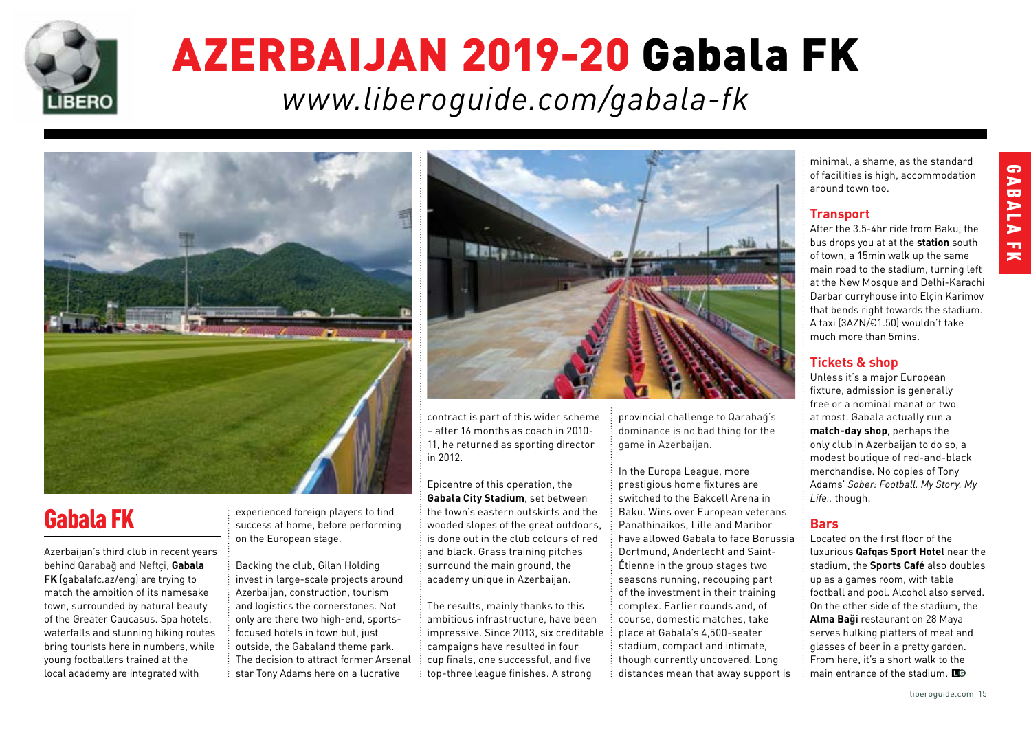# AZERBAIJAN 2019-20 Gabala FK

*www.liberoguide.com/gabala-fk*

## Gabala FK

Azerbaijan's third club in recent years behind Qarabağ and Neftçi, **Gabala FK** (gabalafc.az/eng) are trying to match the ambition of its namesake town, surrounded by natural beauty of the Greater Caucasus. Spa hotels, waterfalls and stunning hiking routes bring tourists here in numbers, while young footballers trained at the local academy are integrated with experienced foreign players to find success at home, before performing on the European stage.

Backing the club, Gilan Holding invest in large-scale projects around Azerbaijan, construction, tourism and logistics the cornerstones. Not only are there two high-end, sports-focused hotels in town but, just outside, the Gabaland theme park. The decision to attract former Arsenal star Tony Adams here on a lucrative contract is part of this wider scheme – after 16 months as coach in 2010-11, he returned as sporting director in 2012.

Epicentre of this operation, the **Gabala City Stadium**, set between the town's eastern outskirts and the wooded slopes of the great outdoors, is done out in the club colours of red and black. Grass training pitches surround the main ground, the academy unique in Azerbaijan.

The results, mainly thanks to this ambitious infrastructure, have been impressive. Since 2013, six creditable campaigns have resulted in four cup finals, one successful, and five top-three league finishes. A strong provincial challenge to Qarabağ's dominance is no bad thing for the game in Azerbaijan.

In the Europa League, more prestigious home fixtures are switched to the Bakcell Arena in Baku. Wins over European veterans Panathinaikos, Lille and Maribor have allowed Gabala to face Borussia Dortmund, Anderlecht and Saint-Étienne in the group stages two seasons running, recouping part of the investment in their training complex. Earlier rounds and, of course, domestic matches, take place at Gabala's 4,500-seater stadium, compact and intimate, though currently uncovered. Long distances mean that away support is minimal, a shame, as the standard of facilities is high, accommodation around town too.

### Transport

After the 3.5-4hr ride from Baku, the bus drops you at at the **station** south of town, a 15min walk up the same main road to the stadium, turning left at the New Mosque and Delhi-Karachi Darbar curryhouse into Elçin Karimov that bends right towards the stadium. A taxi (3AZN/€1.50) wouldn't take much more than 5mins.

### Tickets & shop

Unless it's a major European fixture, admission is generally free or a nominal manat or two at most. Gabala actually run a **match-day shop**, perhaps the only club in Azerbaijan to do so, a modest boutique of red-and-black merchandise. No copies of Tony Adams' *Sober: Football. My Story. My Life.,* though.

### Bars

Located on the first floor of the luxurious **Qafqas Sport Hotel** near the stadium, the **Sports Café** also doubles up as a games room, with table football and pool. Alcohol also served. On the other side of the stadium, the **Alma Baği** restaurant on 28 Maya serves hulking platters of meat and glasses of beer in a pretty garden. From here, it's a short walk to the main entrance of the stadium.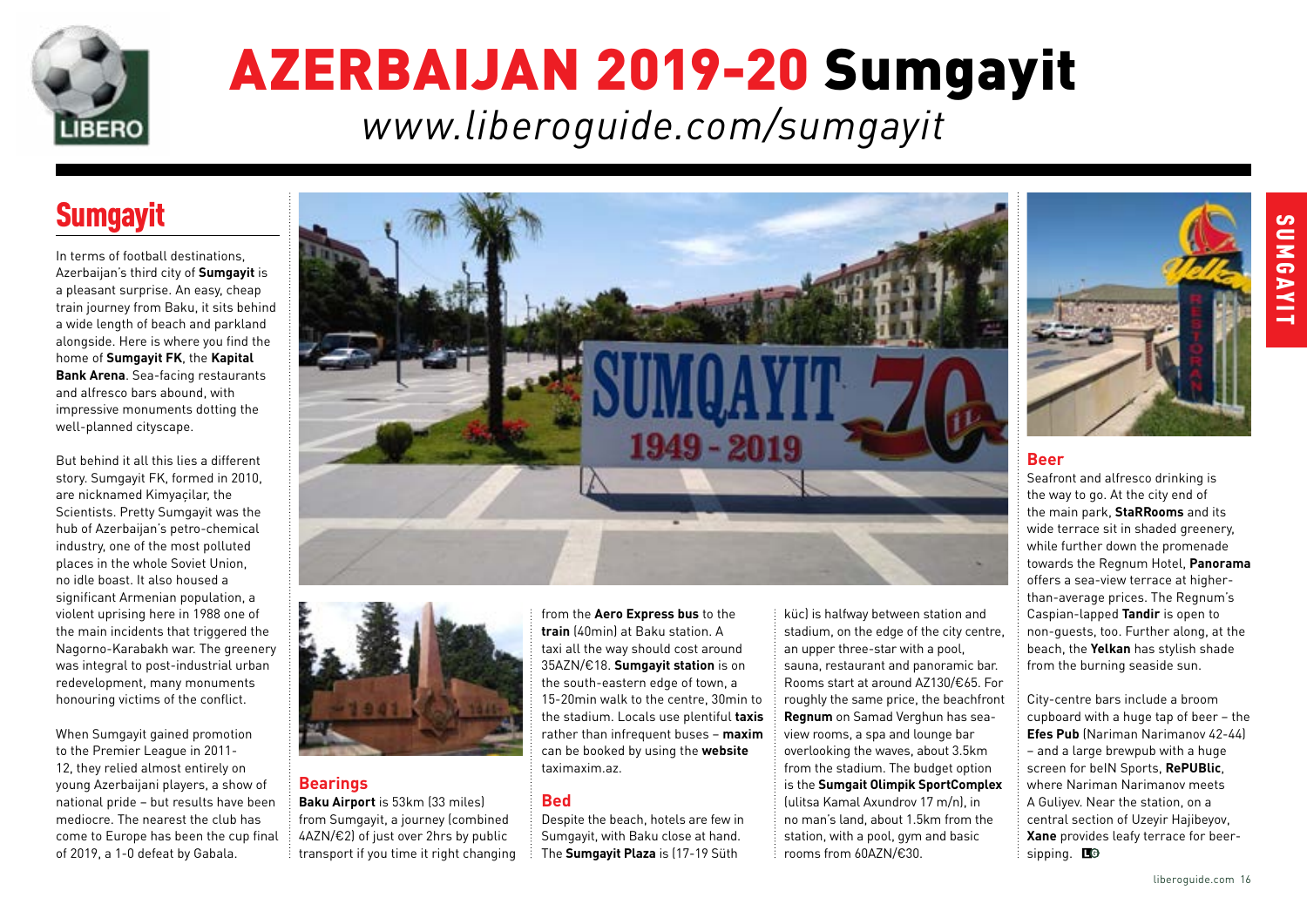# AZERBAIJAN 2019-20 Sumgayit

*www.liberoguide.com/sumgayit*

## Sumgayit

In terms of football destinations, Azerbaijan's third city of **Sumgayit** is a pleasant surprise. An easy, cheap train journey from Baku, it sits behind a wide length of beach and parkland alongside. Here is where you find the home of **Sumgayit FK**, the **Kapital Bank Arena**. Sea-facing restaurants and alfresco bars abound, with impressive monuments dotting the well-planned cityscape.

But behind it all this lies a different story. Sumgayit FK, formed in 2010, are nicknamed Kimyaçilar, the Scientists. Pretty Sumgayit was the hub of Azerbaijan's petro-chemical industry, one of the most polluted places in the whole Soviet Union, no idle boast. It also housed a significant Armenian population, a violent uprising here in 1988 one of the main incidents that triggered the Nagorno-Karabakh war. The greenery was integral to post-industrial urban redevelopment, many monuments honouring victims of the conflict.

When Sumgayit gained promotion to the Premier League in 2011-12, they relied almost entirely on young Azerbaijani players, a show of national pride – but results have been mediocre. The nearest the club has come to Europe has been the cup final of 2019, a 1-0 defeat by Gabala.

### Bearings

**Baku Airport** is 53km (33 miles) from Sumgayit, a journey (combined 4AZN/€2) of just over 2hrs by public transport if you time it right changing from the **Aero Express bus** to the **train** (40min) at Baku station. A taxi all the way should cost around 35AZN/€18. **Sumgayit station** is on the south-eastern edge of town, a 15-20min walk to the centre, 30min to the stadium. Locals use plentiful **taxis** rather than infrequent buses – **maxim** can be booked by using the **website** taximaxim.az.

### Bed

Despite the beach, hotels are few in Sumgayit, with Baku close at hand. The **Sumgayit Plaza** is (17-19 Süth küc) is halfway between station and stadium, on the edge of the city centre, an upper three-star with a pool, sauna, restaurant and panoramic bar. Rooms start at around AZ130/€65. For roughly the same price, the beachfront **Regnum** on Samad Verghun has sea-view rooms, a spa and lounge bar overlooking the waves, about 3.5km from the stadium. The budget option is the **Sumgait Olimpik SportComplex** (ulitsa Kamal Axundrov 17 m/n), in no man's land, about 1.5km from the station, with a pool, gym and basic rooms from 60AZN/€30.

### Beer

Seafront and alfresco drinking is the way to go. At the city end of the main park, **StaRRooms** and its wide terrace sit in shaded greenery, while further down the promenade towards the Regnum Hotel, **Panorama** offers a sea-view terrace at higher-than-average prices. The Regnum's Caspian-lapped **Tandir** is open to non-guests, too. Further along, at the beach, the **Yelkan** has stylish shade from the burning seaside sun.

City-centre bars include a broom cupboard with a huge tap of beer – the **Efes Pub** (Nariman Narimanov 42-44) – and a large brewpub with a huge screen for beIN Sports, **RePUBlic**, where Nariman Narimanov meets A Guliyev. Near the station, on a central section of Uzeyir Hajibeyov, **Xane** provides leafy terrace for beer-sipping.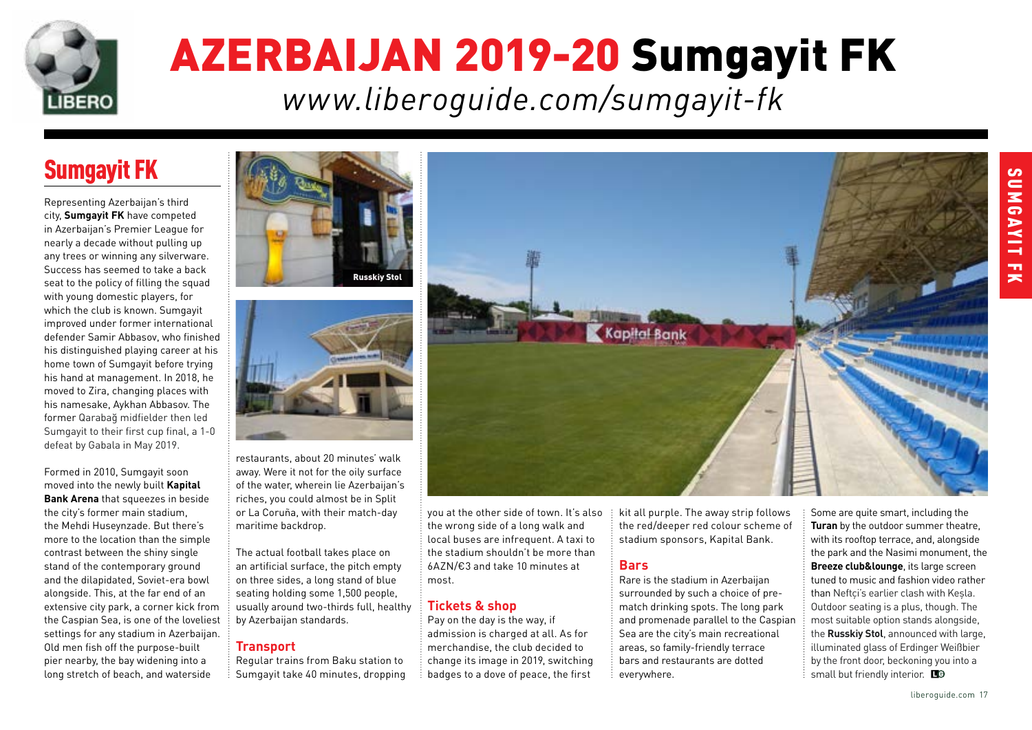# AZERBAIJAN 2019-20 Sumgayit FK

*www.liberoguide.com/sumgayit-fk*

## Sumgayit FK

Representing Azerbaijan's third city, **Sumgayit FK** have competed in Azerbaijan's Premier League for nearly a decade without pulling up any trees or winning any silverware. Success has seemed to take a back seat to the policy of filling the squad with young domestic players, for which the club is known. Sumgayit improved under former international defender Samir Abbasov, who finished his distinguished playing career at his home town of Sumgayit before trying his hand at management. In 2018, he moved to Zira, changing places with his namesake, Aykhan Abbasov. The former Qarabağ midfielder then led Sumgayit to their first cup final, a 1-0 defeat by Gabala in May 2019.

Formed in 2010, Sumgayit soon moved into the newly built **Kapital Bank Arena** that squeezes in beside the city's former main stadium, the Mehdi Huseynzade. But there's more to the location than the simple contrast between the shiny single stand of the contemporary ground and the dilapidated, Soviet-era bowl alongside. This, at the far end of an extensive city park, a corner kick from the Caspian Sea, is one of the loveliest settings for any stadium in Azerbaijan. Old men fish off the purpose-built pier nearby, the bay widening into a long stretch of beach, and waterside restaurants, about 20 minutes' walk away. Were it not for the oily surface of the water, wherein lie Azerbaijan's riches, you could almost be in Split or La Coruña, with their match-day maritime backdrop.

Russkiy Stol

The actual football takes place on an artificial surface, the pitch empty on three sides, a long stand of blue seating holding some 1,500 people, usually around two-thirds full, healthy by Azerbaijan standards.

### Transport

Regular trains from Baku station to Sumgayit take 40 minutes, dropping you at the other side of town. It's also the wrong side of a long walk and local buses are infrequent. A taxi to the stadium shouldn't be more than 6AZN/€3 and take 10 minutes at most.

### Tickets & shop

Pay on the day is the way, if admission is charged at all. As for merchandise, the club decided to change its image in 2019, switching badges to a dove of peace, the first kit all purple. The away strip follows the red/deeper red colour scheme of stadium sponsors, Kapital Bank.

### Bars

Rare is the stadium in Azerbaijan surrounded by such a choice of pre-match drinking spots. The long park and promenade parallel to the Caspian Sea are the city's main recreational areas, so family-friendly terrace bars and restaurants are dotted everywhere.

Some are quite smart, including the **Turan** by the outdoor summer theatre, with its rooftop terrace, and, alongside the park and the Nasimi monument, the **Breeze club&lounge**, its large screen tuned to music and fashion video rather than Neftçi's earlier clash with Keşla. Outdoor seating is a plus, though. The most suitable option stands alongside, the **Russkiy Stol**, announced with large, illuminated glass of Erdinger Weißbier by the front door, beckoning you into a small but friendly interior.